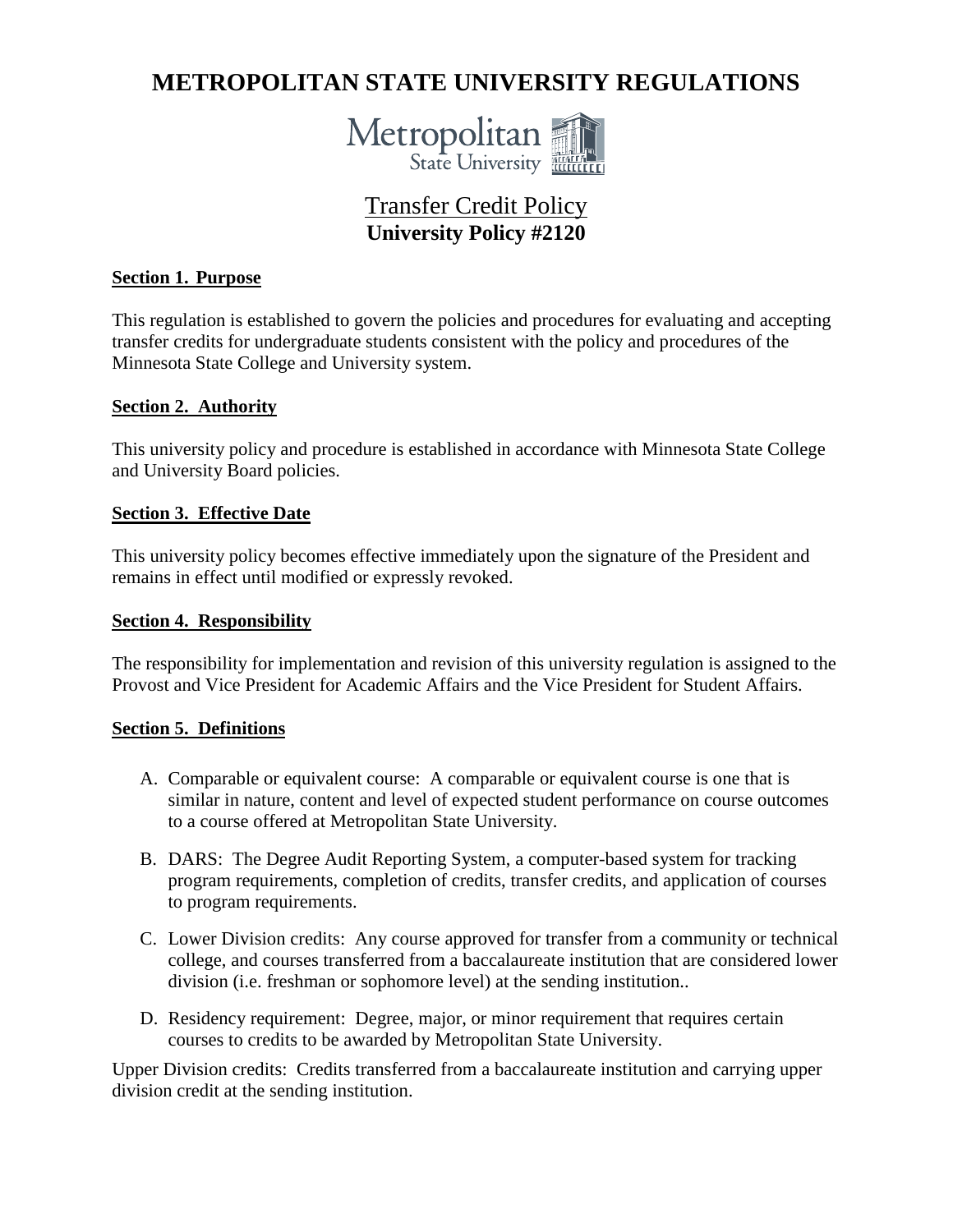# METROPOLITAN STATE UNIVERSITY REGULATIONS

Metropolitan State University

## Transfer Credit Policy
**University Policy #2120**

### Section 1. Purpose

This regulation is established to govern the policies and procedures for evaluating and accepting transfer credits for undergraduate students consistent with the policy and procedures of the Minnesota State College and University system.

### Section 2. Authority

This university policy and procedure is established in accordance with Minnesota State College and University Board policies.

### Section 3. Effective Date

This university policy becomes effective immediately upon the signature of the President and remains in effect until modified or expressly revoked.

### Section 4. Responsibility

The responsibility for implementation and revision of this university regulation is assigned to the Provost and Vice President for Academic Affairs and the Vice President for Student Affairs.

### Section 5. Definitions

A. Comparable or equivalent course: A comparable or equivalent course is one that is similar in nature, content and level of expected student performance on course outcomes to a course offered at Metropolitan State University.

B. DARS: The Degree Audit Reporting System, a computer-based system for tracking program requirements, completion of credits, transfer credits, and application of courses to program requirements.

C. Lower Division credits: Any course approved for transfer from a community or technical college, and courses transferred from a baccalaureate institution that are considered lower division (i.e. freshman or sophomore level) at the sending institution..

D. Residency requirement: Degree, major, or minor requirement that requires certain courses to credits to be awarded by Metropolitan State University.

Upper Division credits: Credits transferred from a baccalaureate institution and carrying upper division credit at the sending institution.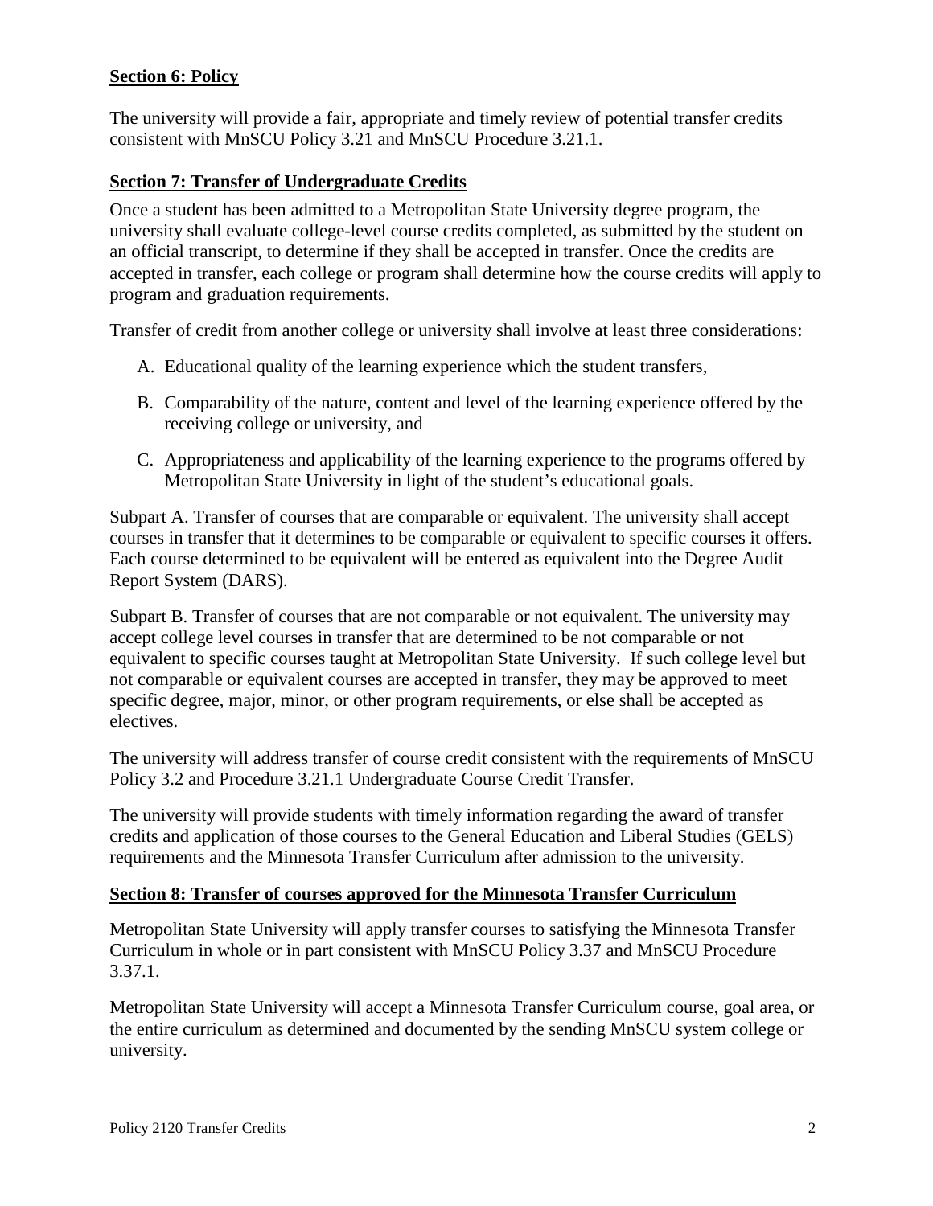**Section 6: Policy**

The university will provide a fair, appropriate and timely review of potential transfer credits consistent with MnSCU Policy 3.21 and MnSCU Procedure 3.21.1.

**Section 7: Transfer of Undergraduate Credits**

Once a student has been admitted to a Metropolitan State University degree program, the university shall evaluate college-level course credits completed, as submitted by the student on an official transcript, to determine if they shall be accepted in transfer. Once the credits are accepted in transfer, each college or program shall determine how the course credits will apply to program and graduation requirements.

Transfer of credit from another college or university shall involve at least three considerations:

A. Educational quality of the learning experience which the student transfers,

B. Comparability of the nature, content and level of the learning experience offered by the receiving college or university, and

C. Appropriateness and applicability of the learning experience to the programs offered by Metropolitan State University in light of the student's educational goals.

Subpart A. Transfer of courses that are comparable or equivalent. The university shall accept courses in transfer that it determines to be comparable or equivalent to specific courses it offers. Each course determined to be equivalent will be entered as equivalent into the Degree Audit Report System (DARS).

Subpart B. Transfer of courses that are not comparable or not equivalent. The university may accept college level courses in transfer that are determined to be not comparable or not equivalent to specific courses taught at Metropolitan State University. If such college level but not comparable or equivalent courses are accepted in transfer, they may be approved to meet specific degree, major, minor, or other program requirements, or else shall be accepted as electives.

The university will address transfer of course credit consistent with the requirements of MnSCU Policy 3.2 and Procedure 3.21.1 Undergraduate Course Credit Transfer.

The university will provide students with timely information regarding the award of transfer credits and application of those courses to the General Education and Liberal Studies (GELS) requirements and the Minnesota Transfer Curriculum after admission to the university.

**Section 8: Transfer of courses approved for the Minnesota Transfer Curriculum**

Metropolitan State University will apply transfer courses to satisfying the Minnesota Transfer Curriculum in whole or in part consistent with MnSCU Policy 3.37 and MnSCU Procedure 3.37.1.

Metropolitan State University will accept a Minnesota Transfer Curriculum course, goal area, or the entire curriculum as determined and documented by the sending MnSCU system college or university.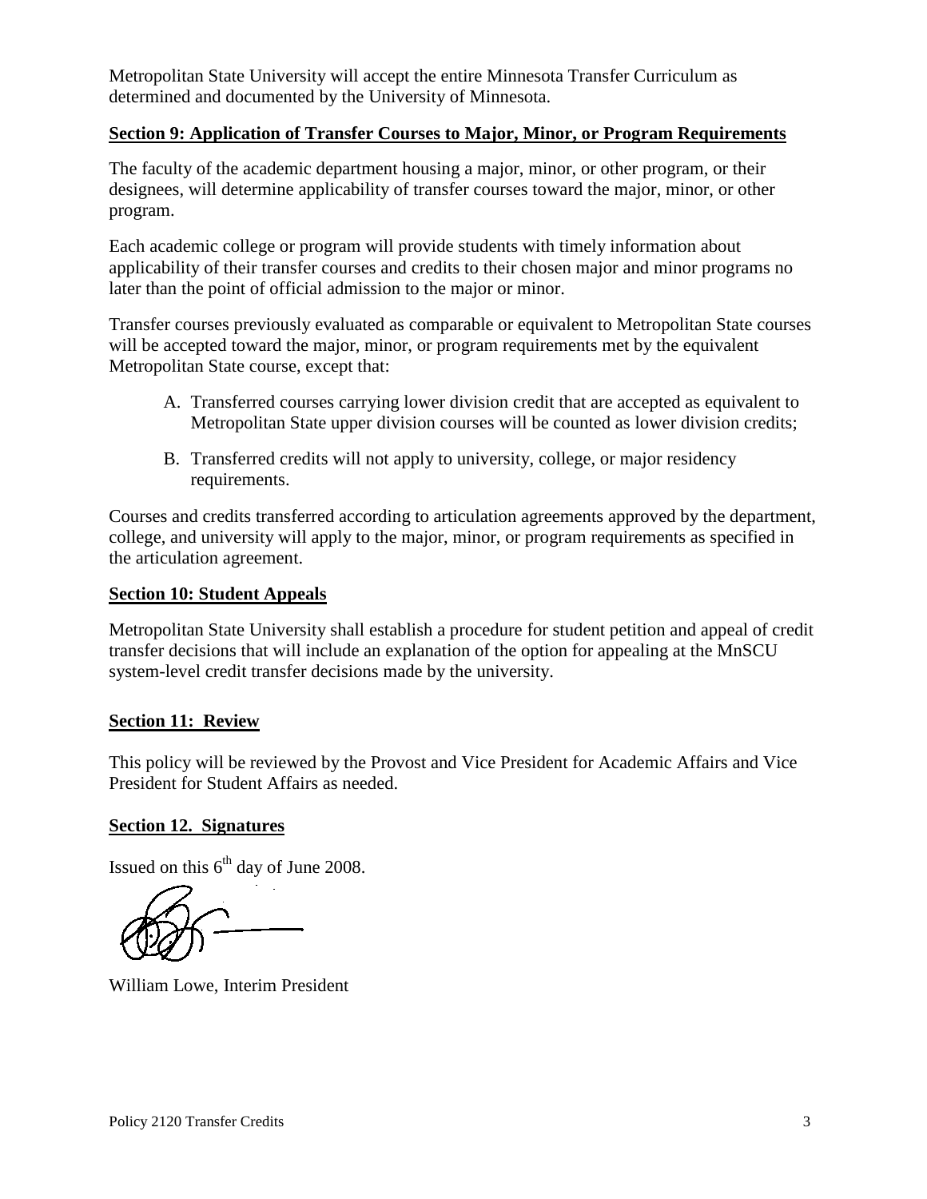Metropolitan State University will accept the entire Minnesota Transfer Curriculum as determined and documented by the University of Minnesota.

## Section 9: Application of Transfer Courses to Major, Minor, or Program Requirements

The faculty of the academic department housing a major, minor, or other program, or their designees, will determine applicability of transfer courses toward the major, minor, or other program.

Each academic college or program will provide students with timely information about applicability of their transfer courses and credits to their chosen major and minor programs no later than the point of official admission to the major or minor.

Transfer courses previously evaluated as comparable or equivalent to Metropolitan State courses will be accepted toward the major, minor, or program requirements met by the equivalent Metropolitan State course, except that:

A. Transferred courses carrying lower division credit that are accepted as equivalent to Metropolitan State upper division courses will be counted as lower division credits;

B. Transferred credits will not apply to university, college, or major residency requirements.

Courses and credits transferred according to articulation agreements approved by the department, college, and university will apply to the major, minor, or program requirements as specified in the articulation agreement.

## Section 10: Student Appeals

Metropolitan State University shall establish a procedure for student petition and appeal of credit transfer decisions that will include an explanation of the option for appealing at the MnSCU system-level credit transfer decisions made by the university.

## Section 11: Review

This policy will be reviewed by the Provost and Vice President for Academic Affairs and Vice President for Student Affairs as needed.

## Section 12. Signatures

Issued on this 6th day of June 2008.

William Lowe, Interim President